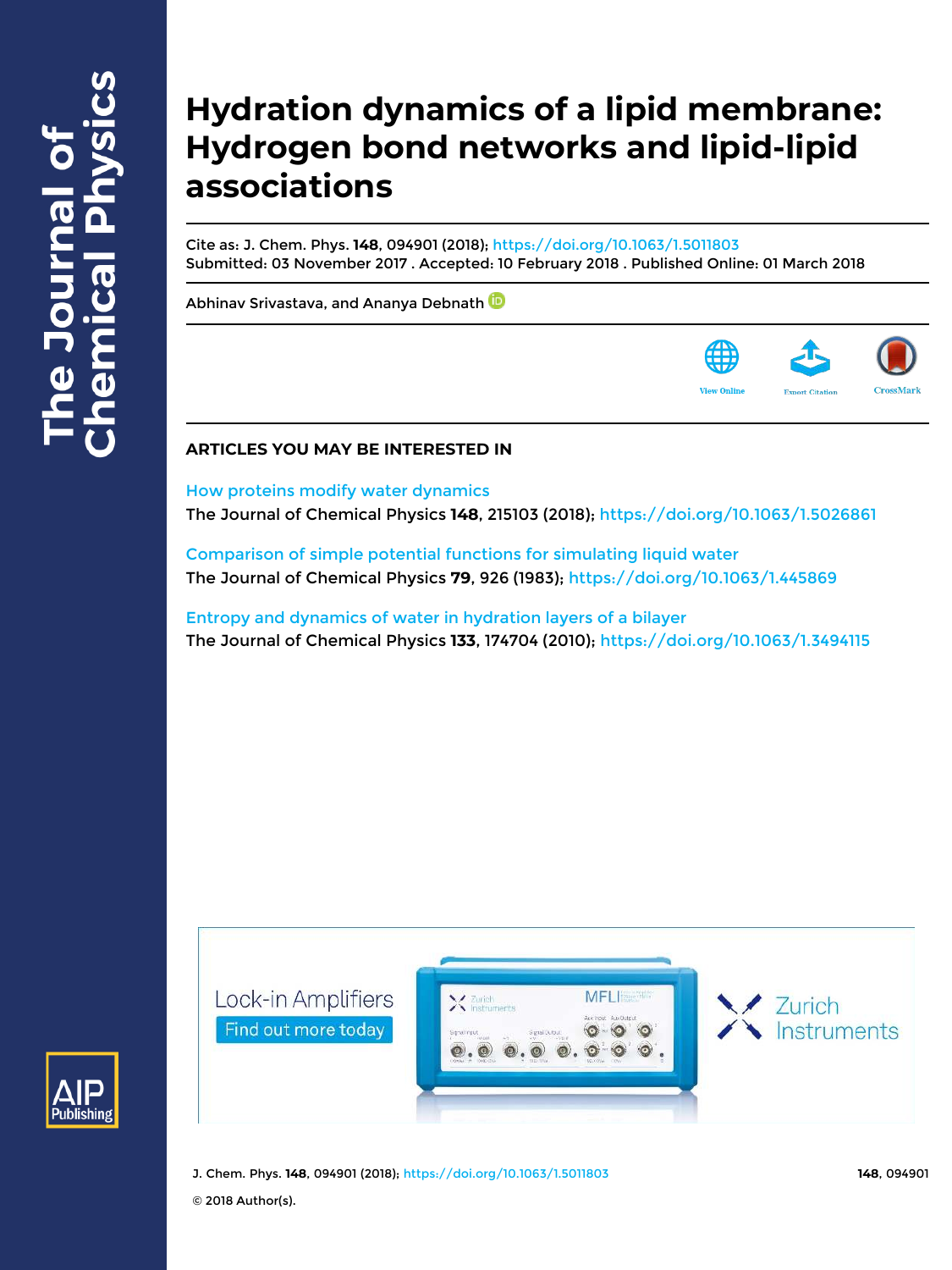# Hydration dynamics of a lipid membrane: Hydrogen bond networks and lipid-lipid associations

Cite as: J. Chem. Phys. **148**, 094901 (2018); https://doi.org/10.1063/1.5011803
Submitted: 03 November 2017 . Accepted: 10 February 2018 . Published Online: 01 March 2018

Abhinav Srivastava, and Ananya Debnath

View Online Export Citation CrossMark

## ARTICLES YOU MAY BE INTERESTED IN

How proteins modify water dynamics
The Journal of Chemical Physics **148**, 215103 (2018); https://doi.org/10.1063/1.5026861

Comparison of simple potential functions for simulating liquid water
The Journal of Chemical Physics **79**, 926 (1983); https://doi.org/10.1063/1.445869

Entropy and dynamics of water in hydration layers of a bilayer
The Journal of Chemical Physics **133**, 174704 (2010); https://doi.org/10.1063/1.3494115

© 2018 Author(s).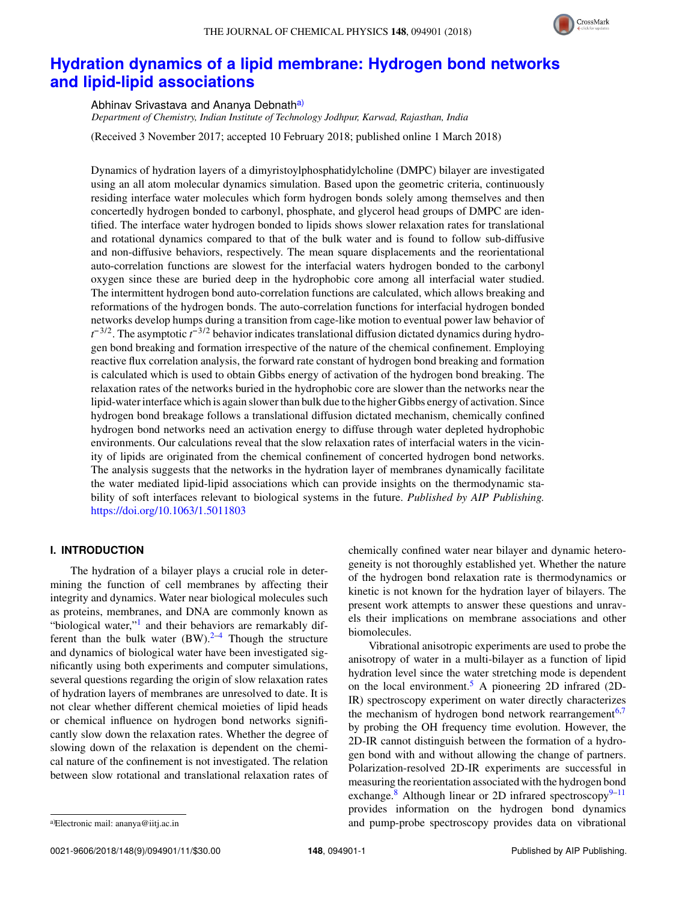# Hydration dynamics of a lipid membrane: Hydrogen bond networks and lipid-lipid associations

Abhinav Srivastava and Ananya Debnath[a)]

*Department of Chemistry, Indian Institute of Technology Jodhpur, Karwad, Rajasthan, India*

(Received 3 November 2017; accepted 10 February 2018; published online 1 March 2018)

Dynamics of hydration layers of a dimyristoylphosphatidylcholine (DMPC) bilayer are investigated using an all atom molecular dynamics simulation. Based upon the geometric criteria, continuously residing interface water molecules which form hydrogen bonds solely among themselves and then concertedly hydrogen bonded to carbonyl, phosphate, and glycerol head groups of DMPC are identified. The interface water hydrogen bonded to lipids shows slower relaxation rates for translational and rotational dynamics compared to that of the bulk water and is found to follow sub-diffusive and non-diffusive behaviors, respectively. The mean square displacements and the reorientational auto-correlation functions are slowest for the interfacial waters hydrogen bonded to the carbonyl oxygen since these are buried deep in the hydrophobic core among all interfacial water studied. The intermittent hydrogen bond auto-correlation functions are calculated, which allows breaking and reformations of the hydrogen bonds. The auto-correlation functions for interfacial hydrogen bonded networks develop humps during a transition from cage-like motion to eventual power law behavior of $t^{-3/2}$. The asymptotic $t^{-3/2}$ behavior indicates translational diffusion dictated dynamics during hydrogen bond breaking and formation irrespective of the nature of the chemical confinement. Employing reactive flux correlation analysis, the forward rate constant of hydrogen bond breaking and formation is calculated which is used to obtain Gibbs energy of activation of the hydrogen bond breaking. The relaxation rates of the networks buried in the hydrophobic core are slower than the networks near the lipid-water interface which is again slower than bulk due to the higher Gibbs energy of activation. Since hydrogen bond breakage follows a translational diffusion dictated mechanism, chemically confined hydrogen bond networks need an activation energy to diffuse through water depleted hydrophobic environments. Our calculations reveal that the slow relaxation rates of interfacial waters in the vicinity of lipids are originated from the chemical confinement of concerted hydrogen bond networks. The analysis suggests that the networks in the hydration layer of membranes dynamically facilitate the water mediated lipid-lipid associations which can provide insights on the thermodynamic stability of soft interfaces relevant to biological systems in the future. *Published by AIP Publishing.* https://doi.org/10.1063/1.5011803

## I. INTRODUCTION

The hydration of a bilayer plays a crucial role in determining the function of cell membranes by affecting their integrity and dynamics. Water near biological molecules such as proteins, membranes, and DNA are commonly known as "biological water,"[1] and their behaviors are remarkably different than the bulk water (BW).[2–4] Though the structure and dynamics of biological water have been investigated significantly using both experiments and computer simulations, several questions regarding the origin of slow relaxation rates of hydration layers of membranes are unresolved to date. It is not clear whether different chemical moieties of lipid heads or chemical influence on hydrogen bond networks significantly slow down the relaxation rates. Whether the degree of slowing down of the relaxation is dependent on the chemical nature of the confinement is not investigated. The relation between slow rotational and translational relaxation rates of chemically confined water near bilayer and dynamic heterogeneity is not thoroughly established yet. Whether the nature of the hydrogen bond relaxation rate is thermodynamics or kinetic is not known for the hydration layer of bilayers. The present work attempts to answer these questions and unravels their implications on membrane associations and other biomolecules.

Vibrational anisotropic experiments are used to probe the anisotropy of water in a multi-bilayer as a function of lipid hydration level since the water stretching mode is dependent on the local environment.[5] A pioneering 2D infrared (2D-IR) spectroscopy experiment on water directly characterizes the mechanism of hydrogen bond network rearrangement[6,7] by probing the OH frequency time evolution. However, the 2D-IR cannot distinguish between the formation of a hydrogen bond with and without allowing the change of partners. Polarization-resolved 2D-IR experiments are successful in measuring the reorientation associated with the hydrogen bond exchange.[8] Although linear or 2D infrared spectroscopy[9–11] provides information on the hydrogen bond dynamics and pump-probe spectroscopy provides data on vibrational

a)Electronic mail: ananya@iitj.ac.in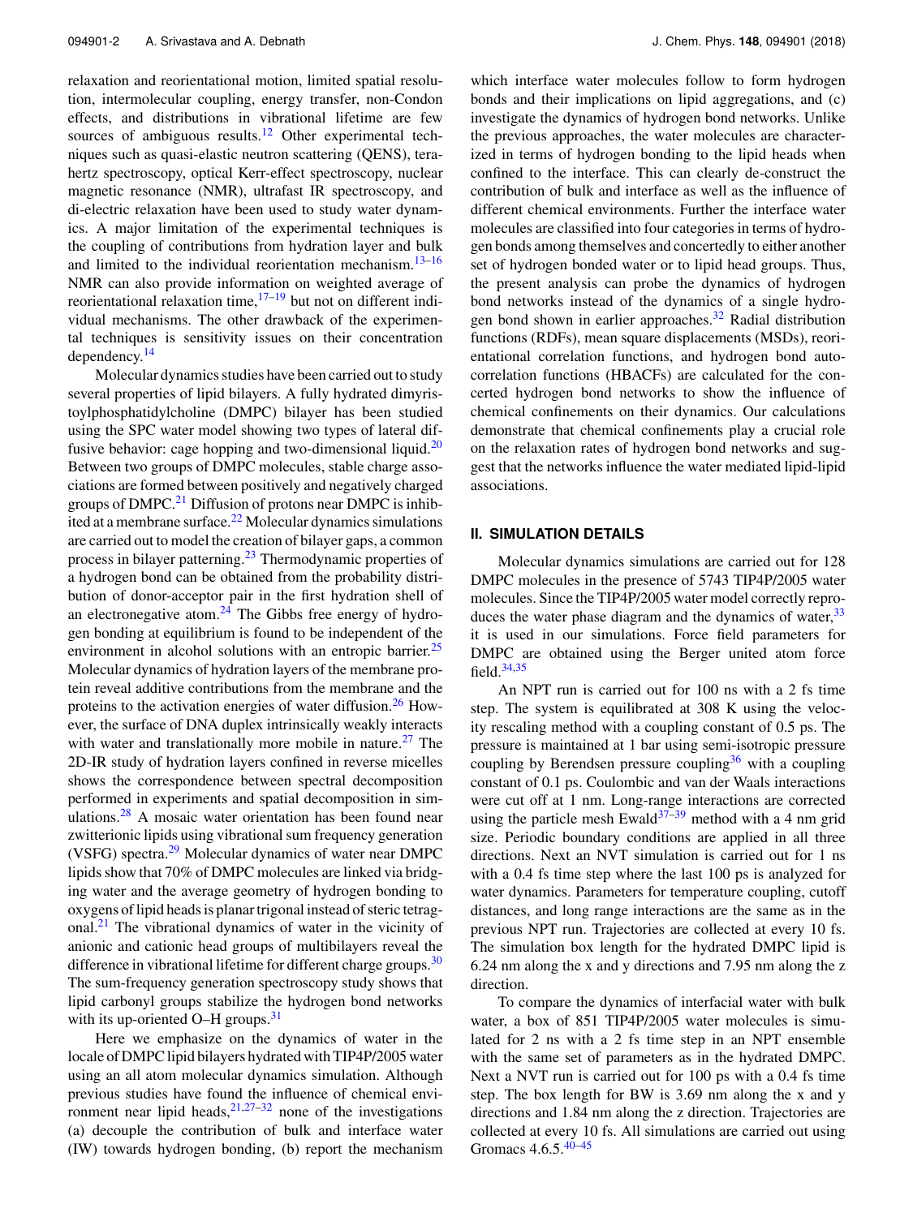relaxation and reorientational motion, limited spatial resolution, intermolecular coupling, energy transfer, non-Condon effects, and distributions in vibrational lifetime are few sources of ambiguous results.[12] Other experimental techniques such as quasi-elastic neutron scattering (QENS), terahertz spectroscopy, optical Kerr-effect spectroscopy, nuclear magnetic resonance (NMR), ultrafast IR spectroscopy, and di-electric relaxation have been used to study water dynamics. A major limitation of the experimental techniques is the coupling of contributions from hydration layer and bulk and limited to the individual reorientation mechanism.[13–16] NMR can also provide information on weighted average of reorientational relaxation time,[17–19] but not on different individual mechanisms. The other drawback of the experimental techniques is sensitivity issues on their concentration dependency.[14]

Molecular dynamics studies have been carried out to study several properties of lipid bilayers. A fully hydrated dimyristoylphosphatidylcholine (DMPC) bilayer has been studied using the SPC water model showing two types of lateral diffusive behavior: cage hopping and two-dimensional liquid.[20] Between two groups of DMPC molecules, stable charge associations are formed between positively and negatively charged groups of DMPC.[21] Diffusion of protons near DMPC is inhibited at a membrane surface.[22] Molecular dynamics simulations are carried out to model the creation of bilayer gaps, a common process in bilayer patterning.[23] Thermodynamic properties of a hydrogen bond can be obtained from the probability distribution of donor-acceptor pair in the first hydration shell of an electronegative atom.[24] The Gibbs free energy of hydrogen bonding at equilibrium is found to be independent of the environment in alcohol solutions with an entropic barrier.[25] Molecular dynamics of hydration layers of the membrane protein reveal additive contributions from the membrane and the proteins to the activation energies of water diffusion.[26] However, the surface of DNA duplex intrinsically weakly interacts with water and translationally more mobile in nature.[27] The 2D-IR study of hydration layers confined in reverse micelles shows the correspondence between spectral decomposition performed in experiments and spatial decomposition in simulations.[28] A mosaic water orientation has been found near zwitterionic lipids using vibrational sum frequency generation (VSFG) spectra.[29] Molecular dynamics of water near DMPC lipids show that 70% of DMPC molecules are linked via bridging water and the average geometry of hydrogen bonding to oxygens of lipid heads is planar trigonal instead of steric tetragonal.[21] The vibrational dynamics of water in the vicinity of anionic and cationic head groups of multibilayers reveal the difference in vibrational lifetime for different charge groups.[30] The sum-frequency generation spectroscopy study shows that lipid carbonyl groups stabilize the hydrogen bond networks with its up-oriented O–H groups.[31]

Here we emphasize on the dynamics of water in the locale of DMPC lipid bilayers hydrated with TIP4P/2005 water using an all atom molecular dynamics simulation. Although previous studies have found the influence of chemical environment near lipid heads,[21,27–32] none of the investigations (a) decouple the contribution of bulk and interface water (IW) towards hydrogen bonding, (b) report the mechanism which interface water molecules follow to form hydrogen bonds and their implications on lipid aggregations, and (c) investigate the dynamics of hydrogen bond networks. Unlike the previous approaches, the water molecules are characterized in terms of hydrogen bonding to the lipid heads when confined to the interface. This can clearly de-construct the contribution of bulk and interface as well as the influence of different chemical environments. Further the interface water molecules are classified into four categories in terms of hydrogen bonds among themselves and concertedly to either another set of hydrogen bonded water or to lipid head groups. Thus, the present analysis can probe the dynamics of hydrogen bond networks instead of the dynamics of a single hydrogen bond shown in earlier approaches.[32] Radial distribution functions (RDFs), mean square displacements (MSDs), reorientational correlation functions, and hydrogen bond autocorrelation functions (HBACFs) are calculated for the concerted hydrogen bond networks to show the influence of chemical confinements on their dynamics. Our calculations demonstrate that chemical confinements play a crucial role on the relaxation rates of hydrogen bond networks and suggest that the networks influence the water mediated lipid-lipid associations.

## II. SIMULATION DETAILS

Molecular dynamics simulations are carried out for 128 DMPC molecules in the presence of 5743 TIP4P/2005 water molecules. Since the TIP4P/2005 water model correctly reproduces the water phase diagram and the dynamics of water,[33] it is used in our simulations. Force field parameters for DMPC are obtained using the Berger united atom force field.[34,35]

An NPT run is carried out for 100 ns with a 2 fs time step. The system is equilibrated at 308 K using the velocity rescaling method with a coupling constant of 0.5 ps. The pressure is maintained at 1 bar using semi-isotropic pressure coupling by Berendsen pressure coupling[36] with a coupling constant of 0.1 ps. Coulombic and van der Waals interactions were cut off at 1 nm. Long-range interactions are corrected using the particle mesh Ewald[37–39] method with a 4 nm grid size. Periodic boundary conditions are applied in all three directions. Next an NVT simulation is carried out for 1 ns with a 0.4 fs time step where the last 100 ps is analyzed for water dynamics. Parameters for temperature coupling, cutoff distances, and long range interactions are the same as in the previous NPT run. Trajectories are collected at every 10 fs. The simulation box length for the hydrated DMPC lipid is 6.24 nm along the x and y directions and 7.95 nm along the z direction.

To compare the dynamics of interfacial water with bulk water, a box of 851 TIP4P/2005 water molecules is simulated for 2 ns with a 2 fs time step in an NPT ensemble with the same set of parameters as in the hydrated DMPC. Next a NVT run is carried out for 100 ps with a 0.4 fs time step. The box length for BW is 3.69 nm along the x and y directions and 1.84 nm along the z direction. Trajectories are collected at every 10 fs. All simulations are carried out using Gromacs 4.6.5.[40–45]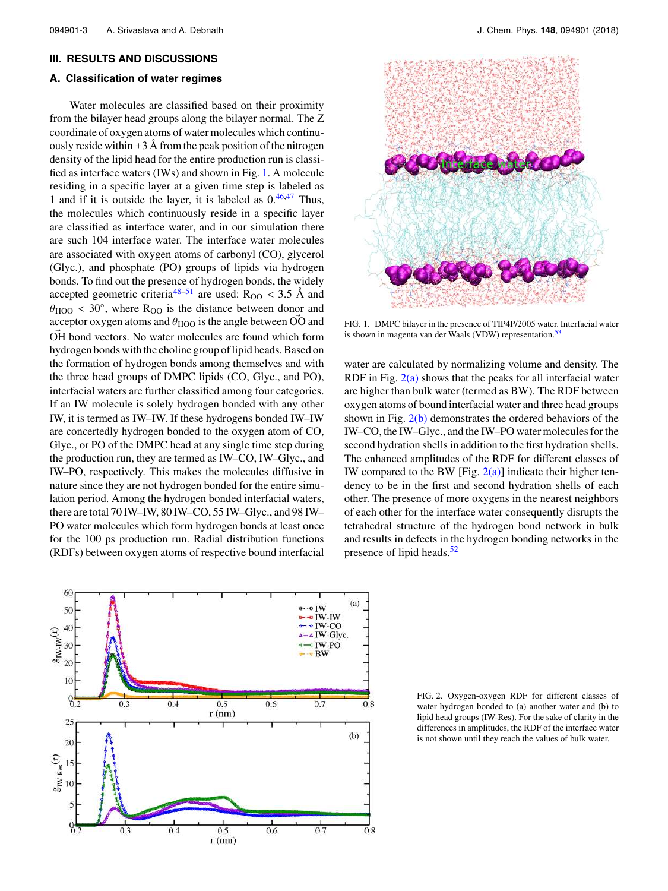## III. RESULTS AND DISCUSSIONS

### A. Classification of water regimes

Water molecules are classified based on their proximity from the bilayer head groups along the bilayer normal. The Z coordinate of oxygen atoms of water molecules which continuously reside within ±3 Å from the peak position of the nitrogen density of the lipid head for the entire production run is classified as interface waters (IWs) and shown in Fig. 1. A molecule residing in a specific layer at a given time step is labeled as 1 and if it is outside the layer, it is labeled as 0.[46,47] Thus, the molecules which continuously reside in a specific layer are classified as interface water, and in our simulation there are such 104 interface water. The interface water molecules are associated with oxygen atoms of carbonyl (CO), glycerol (Glyc.), and phosphate (PO) groups of lipids via hydrogen bonds. To find out the presence of hydrogen bonds, the widely accepted geometric criteria[48–51] are used: $R_{OO} < 3.5$ Å and $\theta_{HOO} < 30°$, where $R_{OO}$ is the distance between donor and acceptor oxygen atoms and $\theta_{HOO}$ is the angle between $\vec{OO}$ and $\vec{OH}$ bond vectors. No water molecules are found which form hydrogen bonds with the choline group of lipid heads. Based on the formation of hydrogen bonds among themselves and with the three head groups of DMPC lipids (CO, Glyc., and PO), interfacial waters are further classified among four categories. If an IW molecule is solely hydrogen bonded with any other IW, it is termed as IW–IW. If these hydrogens bonded IW–IW are concertedly hydrogen bonded to the oxygen atom of CO, Glyc., or PO of the DMPC head at any single time step during the production run, they are termed as IW–CO, IW–Glyc., and IW–PO, respectively. This makes the molecules diffusive in nature since they are not hydrogen bonded for the entire simulation period. Among the hydrogen bonded interfacial waters, there are total 70 IW–IW, 80 IW–CO, 55 IW–Glyc., and 98 IW–PO water molecules which form hydrogen bonds at least once for the 100 ps production run. Radial distribution functions (RDFs) between oxygen atoms of respective bound interfacial water are calculated by normalizing volume and density. The RDF in Fig. 2(a) shows that the peaks for all interfacial water are higher than bulk water (termed as BW). The RDF between oxygen atoms of bound interfacial water and three head groups shown in Fig. 2(b) demonstrates the ordered behaviors of the IW–CO, the IW–Glyc., and the IW–PO water molecules for the second hydration shells in addition to the first hydration shells. The enhanced amplitudes of the RDF for different classes of IW compared to the BW [Fig. 2(a)] indicate their higher tendency to be in the first and second hydration shells of each other. The presence of more oxygens in the nearest neighbors of each other for the interface water consequently disrupts the tetrahedral structure of the hydrogen bond network in bulk and results in defects in the hydrogen bonding networks in the presence of lipid heads.[52]

Interface water

FIG. 1. DMPC bilayer in the presence of TIP4P/2005 water. Interfacial water is shown in magenta van der Waals (VDW) representation.[53]

(a)
IW
IW-IW
IW-CO
IW-Glyc.
IW-PO
BW
$g_{IW-IW}(r)$
0 10 20 30 40 50 60
0.2 0.3 0.4 0.5 0.6 0.7 0.8
r (nm)

(b)
$g_{IW-Res}(r)$
0 5 10 15 20 25
0.2 0.3 0.4 0.5 0.6 0.7 0.8
r (nm)

FIG. 2. Oxygen-oxygen RDF for different classes of water hydrogen bonded to (a) another water and (b) to lipid head groups (IW-Res). For the sake of clarity in the differences in amplitudes, the RDF of the interface water is not shown until they reach the values of bulk water.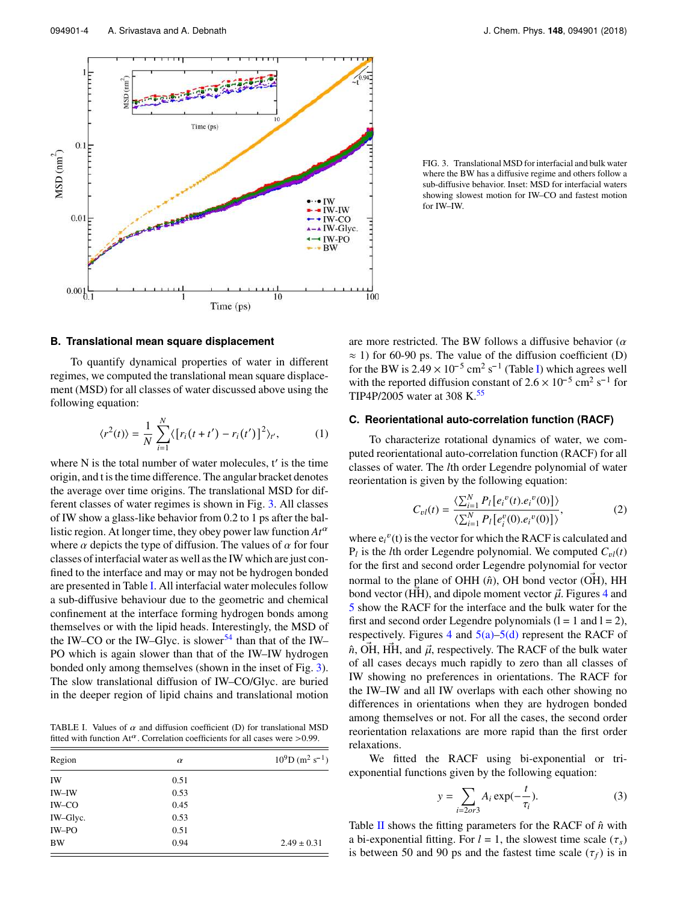MSD (nm$^2$)

1

0.1

0.01

0.001

0.1

1

10

100

Time (ps)

~t$^{0.94}$

IW

IW-IW

IW-CO

IW-Glyc.

IW-PO

BW

MSD (nm$^2$)

Time (ps)

10

FIG. 3. Translational MSD for interfacial and bulk water where the BW has a diffusive regime and others follow a sub-diffusive behavior. Inset: MSD for interfacial waters showing slowest motion for IW–CO and fastest motion for IW–IW.

## B. Translational mean square displacement

To quantify dynamical properties of water in different regimes, we computed the translational mean square displacement (MSD) for all classes of water discussed above using the following equation:

$$\langle r^2(t)\rangle = \frac{1}{N}\sum_{i=1}^{N}\langle[r_i(t+t') - r_i(t')]^2\rangle_{t'}, \tag{1}$$

where N is the total number of water molecules, t′ is the time origin, and t is the time difference. The angular bracket denotes the average over time origins. The translational MSD for different classes of water regimes is shown in Fig. 3. All classes of IW show a glass-like behavior from 0.2 to 1 ps after the ballistic region. At longer time, they obey power law function $At^{\alpha}$ where $\alpha$ depicts the type of diffusion. The values of $\alpha$ for four classes of interfacial water as well as the IW which are just confined to the interface and may or may not be hydrogen bonded are presented in Table I. All interfacial water molecules follow a sub-diffusive behaviour due to the geometric and chemical confinement at the interface forming hydrogen bonds among themselves or with the lipid heads. Interestingly, the MSD of the IW–CO or the IW–Glyc. is slower[54] than that of the IW–PO which is again slower than that of the IW–IW hydrogen bonded only among themselves (shown in the inset of Fig. 3). The slow translational diffusion of IW–CO/Glyc. are buried in the deeper region of lipid chains and translational motion are more restricted. The BW follows a diffusive behavior ($\alpha \approx 1$) for 60-90 ps. The value of the diffusion coefficient (D) for the BW is $2.49 \times 10^{-5}$ cm$^2$ s$^{-1}$ (Table I) which agrees well with the reported diffusion constant of $2.6 \times 10^{-5}$ cm$^2$ s$^{-1}$ for TIP4P/2005 water at 308 K.[55]

TABLE I. Values of $\alpha$ and diffusion coefficient (D) for translational MSD fitted with function $At^{\alpha}$. Correlation coefficients for all cases were >0.99.

| Region | $\alpha$ | $10^9$D (m$^2$ s$^{-1}$) |
|---|---|---|
| IW | 0.51 | |
| IW–IW | 0.53 | |
| IW–CO | 0.45 | |
| IW–Glyc. | 0.53 | |
| IW–PO | 0.51 | |
| BW | 0.94 | 2.49 ± 0.31 |

## C. Reorientational auto-correlation function (RACF)

To characterize rotational dynamics of water, we computed reorientational auto-correlation function (RACF) for all classes of water. The $l$th order Legendre polynomial of water reorientation is given by the following equation:

$$C_{vl}(t) = \frac{\langle\sum_{i=1}^{N} P_l[e_i{}^v(t).e_i{}^v(0)]\rangle}{\langle\sum_{i=1}^{N} P_l[e_i^v(0).e_i{}^v(0)]\rangle}, \tag{2}$$

where $e_i{}^v(t)$ is the vector for which the RACF is calculated and $P_l$ is the $l$th order Legendre polynomial. We computed $C_{vl}(t)$ for the first and second order Legendre polynomial for vector normal to the plane of OHH ($\hat{n}$), OH bond vector ($\vec{OH}$), HH bond vector ($\vec{HH}$), and dipole moment vector $\vec{\mu}$. Figures 4 and 5 show the RACF for the interface and the bulk water for the first and second order Legendre polynomials (l = 1 and l = 2), respectively. Figures 4 and 5(a)–5(d) represent the RACF of $\hat{n}$, $\vec{OH}$, $\vec{HH}$, and $\vec{\mu}$, respectively. The RACF of the bulk water of all cases decays much rapidly to zero than all classes of IW showing no preferences in orientations. The RACF for the IW–IW and all IW overlaps with each other showing no differences in orientations when they are hydrogen bonded among themselves or not. For all the cases, the second order reorientation relaxations are more rapid than the first order relaxations.

We fitted the RACF using bi-exponential or tri-exponential functions given by the following equation:

$$y = \sum_{i=2or3} A_i \exp(-\frac{t}{\tau_i}). \tag{3}$$

Table II shows the fitting parameters for the RACF of $\hat{n}$ with a bi-exponential fitting. For $l = 1$, the slowest time scale ($\tau_s$) is between 50 and 90 ps and the fastest time scale ($\tau_f$) is in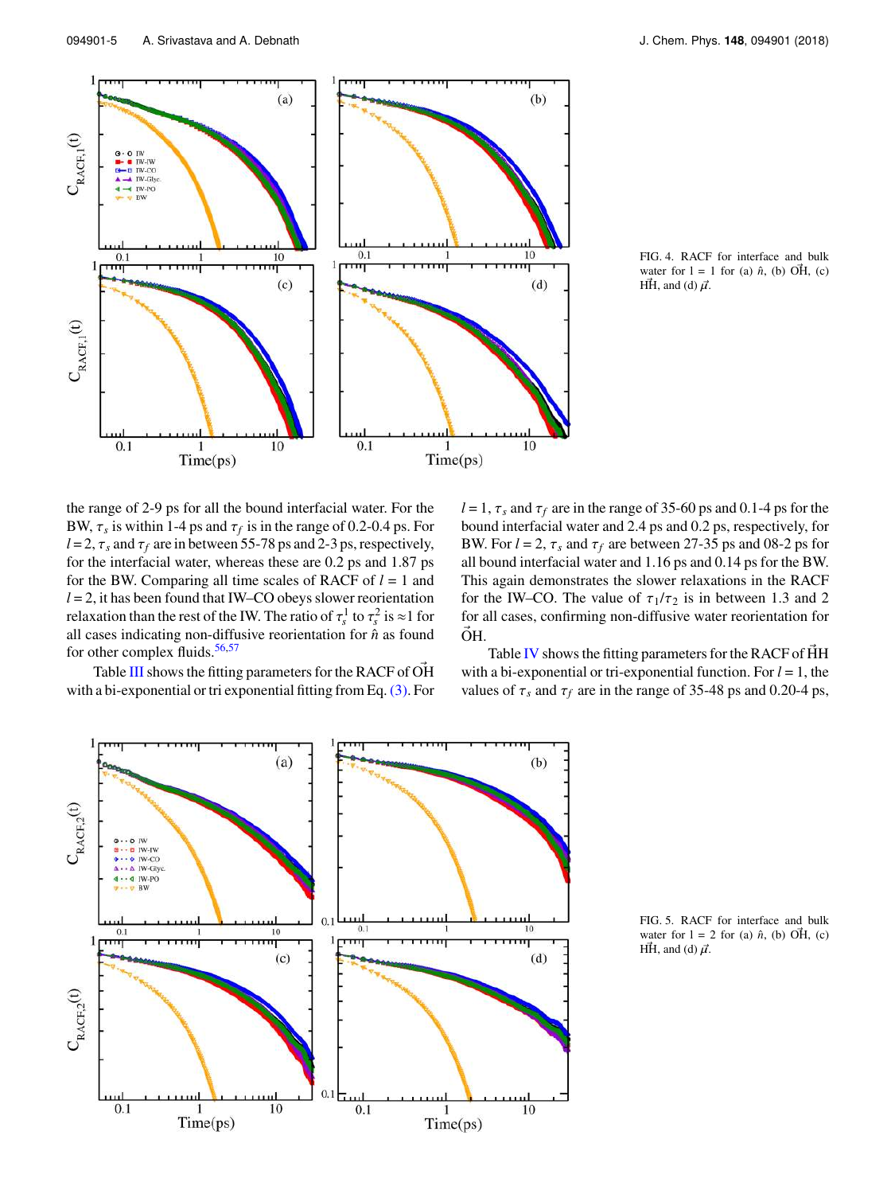(a)

(b)

(c)

(d)

$C_{RACF,1}(t)$

$C_{RACF,1}(t)$

IW

IW-IW

IW-CO

IW-Glyc.

IW-PO

BW

0.1

1

10

Time(ps)

FIG. 4. RACF for interface and bulk water for l = 1 for (a) $\hat{n}$, (b) $\vec{OH}$, (c) $\vec{HH}$, and (d) $\vec{\mu}$.

the range of 2-9 ps for all the bound interfacial water. For the BW, $\tau_s$ is within 1-4 ps and $\tau_f$ is in the range of 0.2-0.4 ps. For $l = 2$, $\tau_s$ and $\tau_f$ are in between 55-78 ps and 2-3 ps, respectively, for the interfacial water, whereas these are 0.2 ps and 1.87 ps for the BW. Comparing all time scales of RACF of $l = 1$ and $l = 2$, it has been found that IW–CO obeys slower reorientation relaxation than the rest of the IW. The ratio of $\tau_s^1$ to $\tau_s^2$ is ≈1 for all cases indicating non-diffusive reorientation for $\hat{n}$ as found for other complex fluids.[56,57]

Table III shows the fitting parameters for the RACF of $\vec{OH}$ with a bi-exponential or tri exponential fitting from Eq. (3). For $l = 1$, $\tau_s$ and $\tau_f$ are in the range of 35-60 ps and 0.1-4 ps for the bound interfacial water and 2.4 ps and 0.2 ps, respectively, for BW. For $l = 2$, $\tau_s$ and $\tau_f$ are between 27-35 ps and 08-2 ps for all bound interfacial water and 1.16 ps and 0.14 ps for the BW. This again demonstrates the slower relaxations in the RACF for the IW–CO. The value of $\tau_1/\tau_2$ is in between 1.3 and 2 for all cases, confirming non-diffusive water reorientation for $\vec{OH}$.

Table IV shows the fitting parameters for the RACF of $\vec{HH}$ with a bi-exponential or tri-exponential function. For $l = 1$, the values of $\tau_s$ and $\tau_f$ are in the range of 35-48 ps and 0.20-4 ps,

(a)

(b)

(c)

(d)

$C_{RACF,2}(t)$

$C_{RACF,2}(t)$

IW

IW-IW

IW-CO

IW-Glyc.

IW-PO

BW

0.1

1

10

Time(ps)

FIG. 5. RACF for interface and bulk water for l = 2 for (a) $\hat{n}$, (b) $\vec{OH}$, (c) $\vec{HH}$, and (d) $\vec{\mu}$.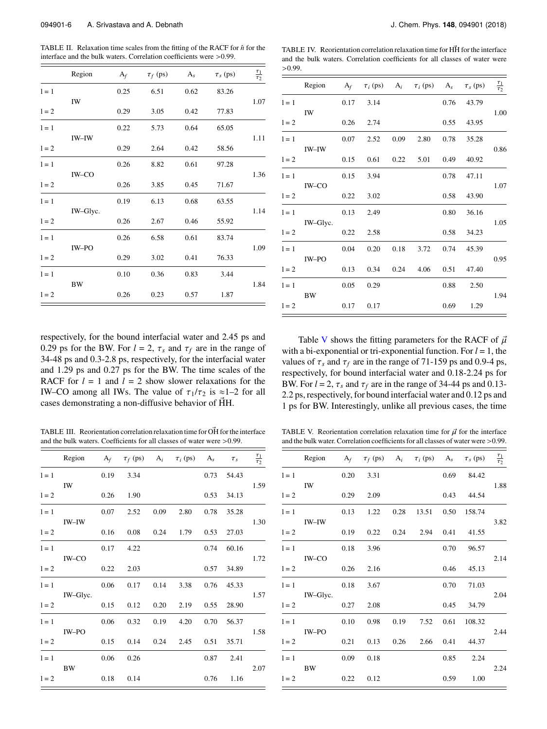TABLE II. Relaxation time scales from the fitting of the RACF for $\hat{n}$ for the interface and the bulk waters. Correlation coefficients were >0.99.

| | Region | $A_f$ | $\tau_f$ (ps) | $A_s$ | $\tau_s$ (ps) | $\frac{\tau_1}{\tau_2}$ |
|---|---|---|---|---|---|---|
| l = 1 | IW | 0.25 | 6.51 | 0.62 | 83.26 | 1.07 |
| l = 2 | | 0.29 | 3.05 | 0.42 | 77.83 | |
| l = 1 | IW–IW | 0.22 | 5.73 | 0.64 | 65.05 | 1.11 |
| l = 2 | | 0.29 | 2.64 | 0.42 | 58.56 | |
| l = 1 | IW–CO | 0.26 | 8.82 | 0.61 | 97.28 | 1.36 |
| l = 2 | | 0.26 | 3.85 | 0.45 | 71.67 | |
| l = 1 | IW–Glyc. | 0.19 | 6.13 | 0.68 | 63.55 | 1.14 |
| l = 2 | | 0.26 | 2.67 | 0.46 | 55.92 | |
| l = 1 | IW–PO | 0.26 | 6.58 | 0.61 | 83.74 | 1.09 |
| l = 2 | | 0.29 | 3.02 | 0.41 | 76.33 | |
| l = 1 | BW | 0.10 | 0.36 | 0.83 | 3.44 | 1.84 |
| l = 2 | | 0.26 | 0.23 | 0.57 | 1.87 | |

respectively, for the bound interfacial water and 2.45 ps and 0.29 ps for the BW. For $l = 2$, $\tau_s$ and $\tau_f$ are in the range of 34-48 ps and 0.3-2.8 ps, respectively, for the interfacial water and 1.29 ps and 0.27 ps for the BW. The time scales of the RACF for $l = 1$ and $l = 2$ show slower relaxations for the IW–CO among all IWs. The value of $\tau_1/\tau_2$ is ≈1–2 for all cases demonstrating a non-diffusive behavior of $\vec{\text{HH}}$.

TABLE III. Reorientation correlation relaxation time for $\vec{\text{OH}}$ for the interface and the bulk waters. Coefficients for all classes of water were >0.99.

| | Region | $A_f$ | $\tau_f$ (ps) | $A_i$ | $\tau_i$ (ps) | $A_s$ | $\tau_s$ | $\frac{\tau_1}{\tau_2}$ |
|---|---|---|---|---|---|---|---|---|
| l = 1 | IW | 0.19 | 3.34 | | | 0.73 | 54.43 | 1.59 |
| l = 2 | | 0.26 | 1.90 | | | 0.53 | 34.13 | |
| l = 1 | IW–IW | 0.07 | 2.52 | 0.09 | 2.80 | 0.78 | 35.28 | 1.30 |
| l = 2 | | 0.16 | 0.08 | 0.24 | 1.79 | 0.53 | 27.03 | |
| l = 1 | IW–CO | 0.17 | 4.22 | | | 0.74 | 60.16 | 1.72 |
| l = 2 | | 0.22 | 2.03 | | | 0.57 | 34.89 | |
| l = 1 | IW–Glyc. | 0.06 | 0.17 | 0.14 | 3.38 | 0.76 | 45.33 | 1.57 |
| l = 2 | | 0.15 | 0.12 | 0.20 | 2.19 | 0.55 | 28.90 | |
| l = 1 | IW–PO | 0.06 | 0.32 | 0.19 | 4.20 | 0.70 | 56.37 | 1.58 |
| l = 2 | | 0.15 | 0.14 | 0.24 | 2.45 | 0.51 | 35.71 | |
| l = 1 | BW | 0.06 | 0.26 | | | 0.87 | 2.41 | 2.07 |
| l = 2 | | 0.18 | 0.14 | | | 0.76 | 1.16 | |

TABLE IV. Reorientation correlation relaxation time for $\vec{\text{HH}}$ for the interface and the bulk waters. Correlation coefficients for all classes of water were >0.99.

| | Region | $A_f$ | $\tau_i$ (ps) | $A_i$ | $\tau_i$ (ps) | $A_s$ | $\tau_s$ (ps) | $\frac{\tau_1}{\tau_2}$ |
|---|---|---|---|---|---|---|---|---|
| l = 1 | IW | 0.17 | 3.14 | | | 0.76 | 43.79 | 1.00 |
| l = 2 | | 0.26 | 2.74 | | | 0.55 | 43.95 | |
| l = 1 | IW–IW | 0.07 | 2.52 | 0.09 | 2.80 | 0.78 | 35.28 | 0.86 |
| l = 2 | | 0.15 | 0.61 | 0.22 | 5.01 | 0.49 | 40.92 | |
| l = 1 | IW–CO | 0.15 | 3.94 | | | 0.78 | 47.11 | 1.07 |
| l = 2 | | 0.22 | 3.02 | | | 0.58 | 43.90 | |
| l = 1 | IW–Glyc. | 0.13 | 2.49 | | | 0.80 | 36.16 | 1.05 |
| l = 2 | | 0.22 | 2.58 | | | 0.58 | 34.23 | |
| l = 1 | IW–PO | 0.04 | 0.20 | 0.18 | 3.72 | 0.74 | 45.39 | 0.95 |
| l = 2 | | 0.13 | 0.34 | 0.24 | 4.06 | 0.51 | 47.40 | |
| l = 1 | BW | 0.05 | 0.29 | | | 0.88 | 2.50 | 1.94 |
| l = 2 | | 0.17 | 0.17 | | | 0.69 | 1.29 | |

Table V shows the fitting parameters for the RACF of $\vec{\mu}$ with a bi-exponential or tri-exponential function. For $l = 1$, the values of $\tau_s$ and $\tau_f$ are in the range of 71-159 ps and 0.9-4 ps, respectively, for bound interfacial water and 0.18-2.24 ps for BW. For $l = 2$, $\tau_s$ and $\tau_f$ are in the range of 34-44 ps and 0.13-2.2 ps, respectively, for bound interfacial water and 0.12 ps and 1 ps for BW. Interestingly, unlike all previous cases, the time

TABLE V. Reorientation correlation relaxation time for $\vec{\mu}$ for the interface and the bulk water. Correlation coefficients for all classes of water were >0.99.

| | Region | $A_f$ | $\tau_f$ (ps) | $A_i$ | $\tau_i$ (ps) | $A_s$ | $\tau_s$ (ps) | $\frac{\tau_1}{\tau_2}$ |
|---|---|---|---|---|---|---|---|---|
| l = 1 | IW | 0.20 | 3.31 | | | 0.69 | 84.42 | 1.88 |
| l = 2 | | 0.29 | 2.09 | | | 0.43 | 44.54 | |
| l = 1 | IW–IW | 0.13 | 1.22 | 0.28 | 13.51 | 0.50 | 158.74 | 3.82 |
| l = 2 | | 0.19 | 0.22 | 0.24 | 2.94 | 0.41 | 41.55 | |
| l = 1 | IW–CO | 0.18 | 3.96 | | | 0.70 | 96.57 | 2.14 |
| l = 2 | | 0.26 | 2.16 | | | 0.46 | 45.13 | |
| l = 1 | IW–Glyc. | 0.18 | 3.67 | | | 0.70 | 71.03 | 2.04 |
| l = 2 | | 0.27 | 2.08 | | | 0.45 | 34.79 | |
| l = 1 | IW–PO | 0.10 | 0.98 | 0.19 | 7.52 | 0.61 | 108.32 | 2.44 |
| l = 2 | | 0.21 | 0.13 | 0.26 | 2.66 | 0.41 | 44.37 | |
| l = 1 | BW | 0.09 | 0.18 | | | 0.85 | 2.24 | 2.24 |
| l = 2 | | 0.22 | 0.12 | | | 0.59 | 1.00 | |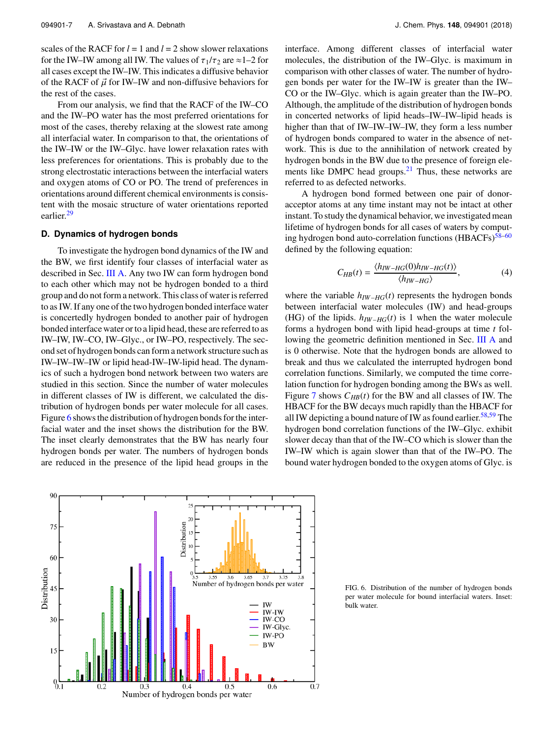scales of the RACF for $l = 1$ and $l = 2$ show slower relaxations for the IW–IW among all IW. The values of $\tau_1/\tau_2$ are ≈1–2 for all cases except the IW–IW. This indicates a diffusive behavior of the RACF of $\vec{\mu}$ for IW–IW and non-diffusive behaviors for the rest of the cases.

From our analysis, we find that the RACF of the IW–CO and the IW–PO water has the most preferred orientations for most of the cases, thereby relaxing at the slowest rate among all interfacial water. In comparison to that, the orientations of the IW–IW or the IW–Glyc. have lower relaxation rates with less preferences for orientations. This is probably due to the strong electrostatic interactions between the interfacial waters and oxygen atoms of CO or PO. The trend of preferences in orientations around different chemical environments is consistent with the mosaic structure of water orientations reported earlier.[29]

### D. Dynamics of hydrogen bonds

To investigate the hydrogen bond dynamics of the IW and the BW, we first identify four classes of interfacial water as described in Sec. III A. Any two IW can form hydrogen bond to each other which may not be hydrogen bonded to a third group and do not form a network. This class of water is referred to as IW. If any one of the two hydrogen bonded interface water is concertedly hydrogen bonded to another pair of hydrogen bonded interface water or to a lipid head, these are referred to as IW–IW, IW–CO, IW–Glyc., or IW–PO, respectively. The second set of hydrogen bonds can form a network structure such as IW–IW–IW–IW or lipid head-IW–IW-lipid head. The dynamics of such a hydrogen bond network between two waters are studied in this section. Since the number of water molecules in different classes of IW is different, we calculated the distribution of hydrogen bonds per water molecule for all cases. Figure 6 shows the distribution of hydrogen bonds for the interfacial water and the inset shows the distribution for the BW. The inset clearly demonstrates that the BW has nearly four hydrogen bonds per water. The numbers of hydrogen bonds are reduced in the presence of the lipid head groups in the interface. Among different classes of interfacial water molecules, the distribution of the IW–Glyc. is maximum in comparison with other classes of water. The number of hydrogen bonds per water for the IW–IW is greater than the IW–CO or the IW–Glyc. which is again greater than the IW–PO. Although, the amplitude of the distribution of hydrogen bonds in concerted networks of lipid heads–IW–IW–lipid heads is higher than that of IW–IW–IW–IW, they form a less number of hydrogen bonds compared to water in the absence of network. This is due to the annihilation of network created by hydrogen bonds in the BW due to the presence of foreign elements like DMPC head groups.[21] Thus, these networks are referred to as defected networks.

A hydrogen bond formed between one pair of donor-acceptor atoms at any time instant may not be intact at other instant. To study the dynamical behavior, we investigated mean lifetime of hydrogen bonds for all cases of waters by computing hydrogen bond auto-correlation functions (HBACFs)[58–60] defined by the following equation:

$$C_{HB}(t) = \frac{\langle h_{IW-HG}(0) h_{IW-HG}(t) \rangle}{\langle h_{IW-HG} \rangle}, \tag{4}$$

where the variable $h_{IW-HG}(t)$ represents the hydrogen bonds between interfacial water molecules (IW) and head-groups (HG) of the lipids. $h_{IW-HG}(t)$ is 1 when the water molecule forms a hydrogen bond with lipid head-groups at time $t$ following the geometric definition mentioned in Sec. III A and is 0 otherwise. Note that the hydrogen bonds are allowed to break and thus we calculated the interrupted hydrogen bond correlation functions. Similarly, we computed the time correlation function for hydrogen bonding among the BWs as well. Figure 7 shows $C_{HB}(t)$ for the BW and all classes of IW. The HBACF for the BW decays much rapidly than the HBACF for all IW depicting a bound nature of IW as found earlier.[58,59] The hydrogen bond correlation functions of the IW–Glyc. exhibit slower decay than that of the IW–CO which is slower than the IW–IW which is again slower than that of the IW–PO. The bound water hydrogen bonded to the oxygen atoms of Glyc. is

Distribution
90
75
60
45
30
15
0
0.1 0.2 0.3 0.4 0.5 0.6 0.7
Number of hydrogen bonds per water

IW
IW-IW
IW-CO
IW-Glyc.
IW-PO
BW

Inset:
Distribution
25
20
15
10
5
0
3.5 3.55 3.6 3.65 3.7 3.75 3.8
Number of hydrogen bonds per water

FIG. 6. Distribution of the number of hydrogen bonds per water molecule for bound interfacial waters. Inset: bulk water.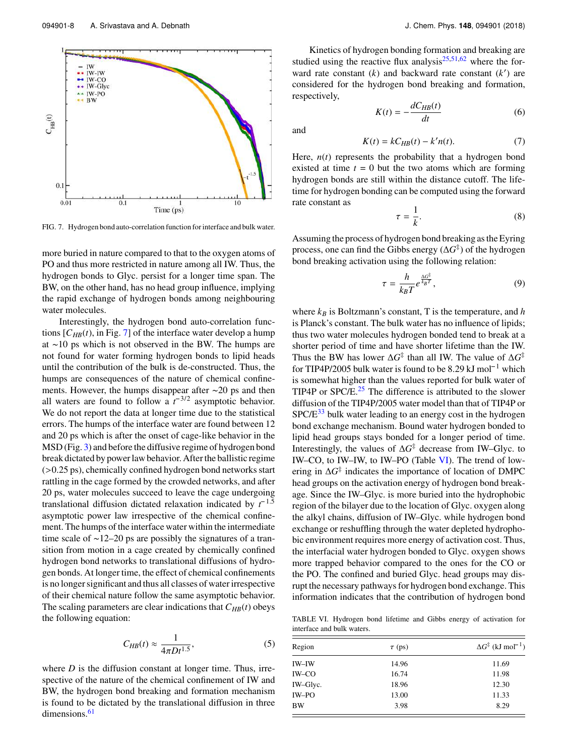1

IW
IW-IW
IW-CO
IW-Glyc
IW-PO
BW

$C_{HB}(t)$

0.1

$t^{-1.5}$

0.01 0.1 1 10

Time (ps)

FIG. 7. Hydrogen bond auto-correlation function for interface and bulk water.

more buried in nature compared to that to the oxygen atoms of PO and thus more restricted in nature among all IW. Thus, the hydrogen bonds to Glyc. persist for a longer time span. The BW, on the other hand, has no head group influence, implying the rapid exchange of hydrogen bonds among neighbouring water molecules.

Interestingly, the hydrogen bond auto-correlation functions [$C_{HB}(t)$, in Fig. 7] of the interface water develop a hump at ~10 ps which is not observed in the BW. The humps are not found for water forming hydrogen bonds to lipid heads until the contribution of the bulk is de-constructed. Thus, the humps are consequences of the nature of chemical confinements. However, the humps disappear after ~20 ps and then all waters are found to follow a $t^{-3/2}$ asymptotic behavior. We do not report the data at longer time due to the statistical errors. The humps of the interface water are found between 12 and 20 ps which is after the onset of cage-like behavior in the MSD (Fig. 3) and before the diffusive regime of hydrogen bond break dictated by power law behavior. After the ballistic regime (>0.25 ps), chemically confined hydrogen bond networks start rattling in the cage formed by the crowded networks, and after 20 ps, water molecules succeed to leave the cage undergoing translational diffusion dictated relaxation indicated by $t^{-1.5}$ asymptotic power law irrespective of the chemical confinement. The humps of the interface water within the intermediate time scale of ~12–20 ps are possibly the signatures of a transition from motion in a cage created by chemically confined hydrogen bond networks to translational diffusions of hydrogen bonds. At longer time, the effect of chemical confinements is no longer significant and thus all classes of water irrespective of their chemical nature follow the same asymptotic behavior. The scaling parameters are clear indications that $C_{HB}(t)$ obeys the following equation:

$$C_{HB}(t) \approx \frac{1}{4\pi D t^{1.5}}, \tag{5}$$

where $D$ is the diffusion constant at longer time. Thus, irrespective of the nature of the chemical confinement of IW and BW, the hydrogen bond breaking and formation mechanism is found to be dictated by the translational diffusion in three dimensions.[61]

Kinetics of hydrogen bonding formation and breaking are studied using the reactive flux analysis[25,51,62] where the forward rate constant ($k$) and backward rate constant ($k'$) are considered for the hydrogen bond breaking and formation, respectively,

$$K(t) = -\frac{dC_{HB}(t)}{dt} \tag{6}$$

and

$$K(t) = kC_{HB}(t) - k'n(t). \tag{7}$$

Here, $n(t)$ represents the probability that a hydrogen bond existed at time $t = 0$ but the two atoms which are forming hydrogen bonds are still within the distance cutoff. The lifetime for hydrogen bonding can be computed using the forward rate constant as

$$\tau = \frac{1}{k}. \tag{8}$$

Assuming the process of hydrogen bond breaking as the Eyring process, one can find the Gibbs energy ($\Delta G^{\ddagger}$) of the hydrogen bond breaking activation using the following relation:

$$\tau = \frac{h}{k_B T} e^{\frac{\Delta G^{\ddagger}}{k_B T}}, \tag{9}$$

where $k_B$ is Boltzmann's constant, T is the temperature, and $h$ is Planck's constant. The bulk water has no influence of lipids; thus two water molecules hydrogen bonded tend to break at a shorter period of time and have shorter lifetime than the IW. Thus the BW has lower $\Delta G^{\ddagger}$ than all IW. The value of $\Delta G^{\ddagger}$ for TIP4P/2005 bulk water is found to be 8.29 kJ mol$^{-1}$ which is somewhat higher than the values reported for bulk water of TIP4P or SPC/E.[25] The difference is attributed to the slower diffusion of the TIP4P/2005 water model than that of TIP4P or SPC/E[33] bulk water leading to an energy cost in the hydrogen bond exchange mechanism. Bound water hydrogen bonded to lipid head groups stays bonded for a longer period of time. Interestingly, the values of $\Delta G^{\ddagger}$ decrease from IW–Glyc. to IW–CO, to IW–IW, to IW–PO (Table VI). The trend of lowering in $\Delta G^{\ddagger}$ indicates the importance of location of DMPC head groups on the activation energy of hydrogen bond breakage. Since the IW–Glyc. is more buried into the hydrophobic region of the bilayer due to the location of Glyc. oxygen along the alkyl chains, diffusion of IW–Glyc. while hydrogen bond exchange or reshuffling through the water depleted hydrophobic environment requires more energy of activation cost. Thus, the interfacial water hydrogen bonded to Glyc. oxygen shows more trapped behavior compared to the ones for the CO or the PO. The confined and buried Glyc. head groups may disrupt the necessary pathways for hydrogen bond exchange. This information indicates that the contribution of hydrogen bond

TABLE VI. Hydrogen bond lifetime and Gibbs energy of activation for interface and bulk waters.

| Region | $\tau$ (ps) | $\Delta G^{\ddagger}$ (kJ mol$^{-1}$) |
| --- | --- | --- |
| IW–IW | 14.96 | 11.69 |
| IW–CO | 16.74 | 11.98 |
| IW–Glyc. | 18.96 | 12.30 |
| IW–PO | 13.00 | 11.33 |
| BW | 3.98 | 8.29 |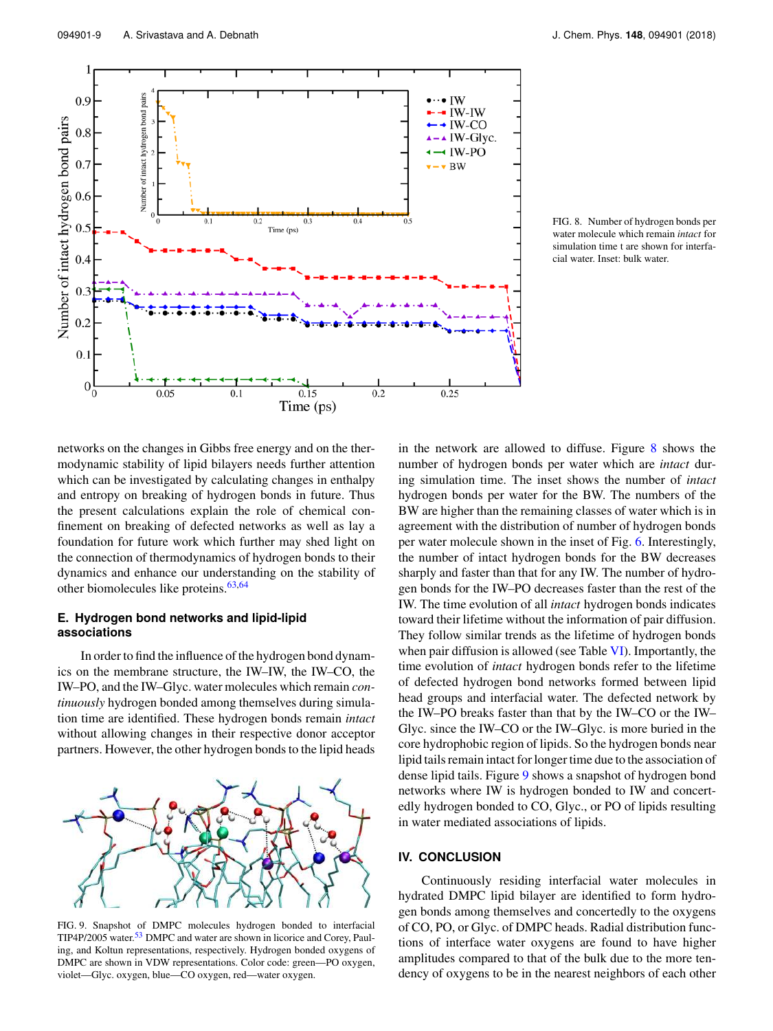Number of intact hydrogen bond pairs

Time (ps)

0, 0.05, 0.1, 0.15, 0.2, 0.25

0, 0.1, 0.2, 0.3, 0.4, 0.5, 0.6, 0.7, 0.8, 0.9, 1

IW
IW-IW
IW-CO
IW-Glyc.
IW-PO
BW

Inset: Number of intact hydrogen bond pairs

Time (ps)

0, 0.1, 0.2, 0.3, 0.4, 0.5

0, 1, 2, 3, 4

FIG. 8. Number of hydrogen bonds per water molecule which remain *intact* for simulation time t are shown for interfacial water. Inset: bulk water.

networks on the changes in Gibbs free energy and on the thermodynamic stability of lipid bilayers needs further attention which can be investigated by calculating changes in enthalpy and entropy on breaking of hydrogen bonds in future. Thus the present calculations explain the role of chemical confinement on breaking of defected networks as well as lay a foundation for future work which further may shed light on the connection of thermodynamics of hydrogen bonds to their dynamics and enhance our understanding on the stability of other biomolecules like proteins.[63,64]

### E. Hydrogen bond networks and lipid-lipid associations

In order to find the influence of the hydrogen bond dynamics on the membrane structure, the IW–IW, the IW–CO, the IW–PO, and the IW–Glyc. water molecules which remain *continuously* hydrogen bonded among themselves during simulation time are identified. These hydrogen bonds remain *intact* without allowing changes in their respective donor acceptor partners. However, the other hydrogen bonds to the lipid heads in the network are allowed to diffuse. Figure 8 shows the number of hydrogen bonds per water which are *intact* during simulation time. The inset shows the number of *intact* hydrogen bonds per water for the BW. The numbers of the BW are higher than the remaining classes of water which is in agreement with the distribution of number of hydrogen bonds per water molecule shown in the inset of Fig. 6. Interestingly, the number of intact hydrogen bonds for the BW decreases sharply and faster than that for any IW. The number of hydrogen bonds for the IW–PO decreases faster than the rest of the IW. The time evolution of all *intact* hydrogen bonds indicates toward their lifetime without the information of pair diffusion. They follow similar trends as the lifetime of hydrogen bonds when pair diffusion is allowed (see Table VI). Importantly, the time evolution of *intact* hydrogen bonds refer to the lifetime of defected hydrogen bond networks formed between lipid head groups and interfacial water. The defected network by the IW–PO breaks faster than that by the IW–CO or the IW–Glyc. since the IW–CO or the IW–Glyc. is more buried in the core hydrophobic region of lipids. So the hydrogen bonds near lipid tails remain intact for longer time due to the association of dense lipid tails. Figure 9 shows a snapshot of hydrogen bond networks where IW is hydrogen bonded to IW and concertedly hydrogen bonded to CO, Glyc., or PO of lipids resulting in water mediated associations of lipids.

FIG. 9. Snapshot of DMPC molecules hydrogen bonded to interfacial TIP4P/2005 water.[53] DMPC and water are shown in licorice and Corey, Pauling, and Koltun representations, respectively. Hydrogen bonded oxygens of DMPC are shown in VDW representations. Color code: green—PO oxygen, violet—Glyc. oxygen, blue—CO oxygen, red—water oxygen.

## IV. CONCLUSION

Continuously residing interfacial water molecules in hydrated DMPC lipid bilayer are identified to form hydrogen bonds among themselves and concertedly to the oxygens of CO, PO, or Glyc. of DMPC heads. Radial distribution functions of interface water oxygens are found to have higher amplitudes compared to that of the bulk due to the more tendency of oxygens to be in the nearest neighbors of each other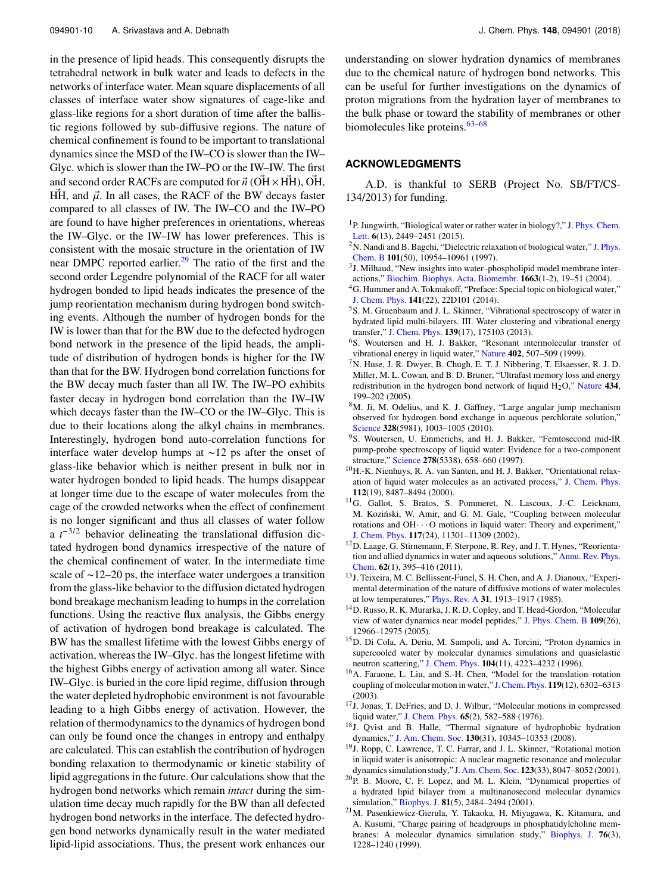in the presence of lipid heads. This consequently disrupts the tetrahedral network in bulk water and leads to defects in the networks of interface water. Mean square displacements of all classes of interface water show signatures of cage-like and glass-like regions for a short duration of time after the ballistic regions followed by sub-diffusive regions. The nature of chemical confinement is found to be important to translational dynamics since the MSD of the IW–CO is slower than the IW–Glyc. which is slower than the IW–PO or the IW–IW. The first and second order RACFs are computed for $\vec{n}$ ($\vec{OH} \times \vec{HH}$), $\vec{OH}$, $\vec{HH}$, and $\vec{\mu}$. In all cases, the RACF of the BW decays faster compared to all classes of IW. The IW–CO and the IW–PO are found to have higher preferences in orientations, whereas the IW–Glyc. or the IW–IW has lower preferences. This is consistent with the mosaic structure in the orientation of IW near DMPC reported earlier.[29] The ratio of the first and the second order Legendre polynomial of the RACF for all water hydrogen bonded to lipid heads indicates the presence of the jump reorientation mechanism during hydrogen bond switching events. Although the number of hydrogen bonds for the IW is lower than that for the BW due to the defected hydrogen bond network in the presence of the lipid heads, the amplitude of distribution of hydrogen bonds is higher for the IW than that for the BW. Hydrogen bond correlation functions for the BW decay much faster than all IW. The IW–PO exhibits faster decay in hydrogen bond correlation than the IW–IW which decays faster than the IW–CO or the IW–Glyc. This is due to their locations along the alkyl chains in membranes. Interestingly, hydrogen bond auto-correlation functions for interface water develop humps at ∼12 ps after the onset of glass-like behavior which is neither present in bulk nor in water hydrogen bonded to lipid heads. The humps disappear at longer time due to the escape of water molecules from the cage of the crowded networks when the effect of confinement is no longer significant and thus all classes of water follow a $t^{-3/2}$ behavior delineating the translational diffusion dictated hydrogen bond dynamics irrespective of the nature of the chemical confinement of water. In the intermediate time scale of ∼12–20 ps, the interface water undergoes a transition from the glass-like behavior to the diffusion dictated hydrogen bond breakage mechanism leading to humps in the correlation functions. Using the reactive flux analysis, the Gibbs energy of activation of hydrogen bond breakage is calculated. The BW has the smallest lifetime with the lowest Gibbs energy of activation, whereas the IW–Glyc. has the longest lifetime with the highest Gibbs energy of activation among all water. Since IW–Glyc. is buried in the core lipid regime, diffusion through the water depleted hydrophobic environment is not favourable leading to a high Gibbs energy of activation. However, the relation of thermodynamics to the dynamics of hydrogen bond can only be found once the changes in entropy and enthalpy are calculated. This can establish the contribution of hydrogen bonding relaxation to thermodynamic or kinetic stability of lipid aggregations in the future. Our calculations show that the hydrogen bond networks which remain *intact* during the simulation time decay much rapidly for the BW than all defected hydrogen bond networks in the interface. The defected hydrogen bond networks dynamically result in the water mediated lipid-lipid associations. Thus, the present work enhances our understanding on slower hydration dynamics of membranes due to the chemical nature of hydrogen bond networks. This can be useful for further investigations on the dynamics of proton migrations from the hydration layer of membranes to the bulk phase or toward the stability of membranes or other biomolecules like proteins.[63–68]

## ACKNOWLEDGMENTS

A.D. is thankful to SERB (Project No. SB/FT/CS-134/2013) for funding.

[1] P. Jungwirth, "Biological water or rather water in biology?," J. Phys. Chem. Lett. **6**(13), 2449–2451 (2015).

[2] N. Nandi and B. Bagchi, "Dielectric relaxation of biological water," J. Phys. Chem. B **101**(50), 10954–10961 (1997).

[3] J. Milhaud, "New insights into water–phospholipid model membrane interactions," Biochim. Biophys. Acta, Biomembr. **1663**(1-2), 19–51 (2004).

[4] G. Hummer and A. Tokmakoff, "Preface: Special topic on biological water," J. Chem. Phys. **141**(22), 22D101 (2014).

[5] S. M. Gruenbaum and J. L. Skinner, "Vibrational spectroscopy of water in hydrated lipid multi-bilayers. III. Water clustering and vibrational energy transfer," J. Chem. Phys. **139**(17), 175103 (2013).

[6] S. Woutersen and H. J. Bakker, "Resonant intermolecular transfer of vibrational energy in liquid water," Nature **402**, 507–509 (1999).

[7] N. Huse, J. R. Dwyer, B. Chugh, E. T. J. Nibbering, T. Elsaesser, R. J. D. Miller, M. L. Cowan, and B. D. Bruner, "Ultrafast memory loss and energy redistribution in the hydrogen bond network of liquid $H_2O$," Nature **434**, 199–202 (2005).

[8] M. Ji, M. Odelius, and K. J. Gaffney, "Large angular jump mechanism observed for hydrogen bond exchange in aqueous perchlorate solution," Science **328**(5981), 1003–1005 (2010).

[9] S. Woutersen, U. Emmerichs, and H. J. Bakker, "Femtosecond mid-IR pump-probe spectroscopy of liquid water: Evidence for a two-component structure," Science **278**(5338), 658–660 (1997).

[10] H.-K. Nienhuys, R. A. van Santen, and H. J. Bakker, "Orientational relaxation of liquid water molecules as an activated process," J. Chem. Phys. **112**(19), 8487–8494 (2000).

[11] G. Gallot, S. Bratos, S. Pommeret, N. Lascoux, J.-C. Leicknam, M. Koziński, W. Amir, and G. M. Gale, "Coupling between molecular rotations and OH···O motions in liquid water: Theory and experiment," J. Chem. Phys. **117**(24), 11301–11309 (2002).

[12] D. Laage, G. Stirnemann, F. Sterpone, R. Rey, and J. T. Hynes, "Reorientation and allied dynamics in water and aqueous solutions," Annu. Rev. Phys. Chem. **62**(1), 395–416 (2011).

[13] J. Teixeira, M. C. Bellissent-Funel, S. H. Chen, and A. J. Dianoux, "Experimental determination of the nature of diffusive motions of water molecules at low temperatures," Phys. Rev. A **31**, 1913–1917 (1985).

[14] D. Russo, R. K. Murarka, J. R. D. Copley, and T. Head-Gordon, "Molecular view of water dynamics near model peptides," J. Phys. Chem. B **109**(26), 12966–12975 (2005).

[15] D. Di Cola, A. Deriu, M. Sampoli, and A. Torcini, "Proton dynamics in supercooled water by molecular dynamics simulations and quasielastic neutron scattering," J. Chem. Phys. **104**(11), 4223–4232 (1996).

[16] A. Faraone, L. Liu, and S.-H. Chen, "Model for the translation–rotation coupling of molecular motion in water," J. Chem. Phys. **119**(12), 6302–6313 (2003).

[17] J. Jonas, T. DeFries, and D. J. Wilbur, "Molecular motions in compressed liquid water," J. Chem. Phys. **65**(2), 582–588 (1976).

[18] J. Qvist and B. Halle, "Thermal signature of hydrophobic hydration dynamics," J. Am. Chem. Soc. **130**(31), 10345–10353 (2008).

[19] J. Ropp, C. Lawrence, T. C. Farrar, and J. L. Skinner, "Rotational motion in liquid water is anisotropic: A nuclear magnetic resonance and molecular dynamics simulation study," J. Am. Chem. Soc. **123**(33), 8047–8052 (2001).

[20] P. B. Moore, C. F. Lopez, and M. L. Klein, "Dynamical properties of a hydrated lipid bilayer from a multinanosecond molecular dynamics simulation," Biophys. J. **81**(5), 2484–2494 (2001).

[21] M. Pasenkiewicz-Gierula, Y. Takaoka, H. Miyagawa, K. Kitamura, and A. Kusumi, "Charge pairing of headgroups in phosphatidylcholine membranes: A molecular dynamics simulation study," Biophys. J. **76**(3), 1228–1240 (1999).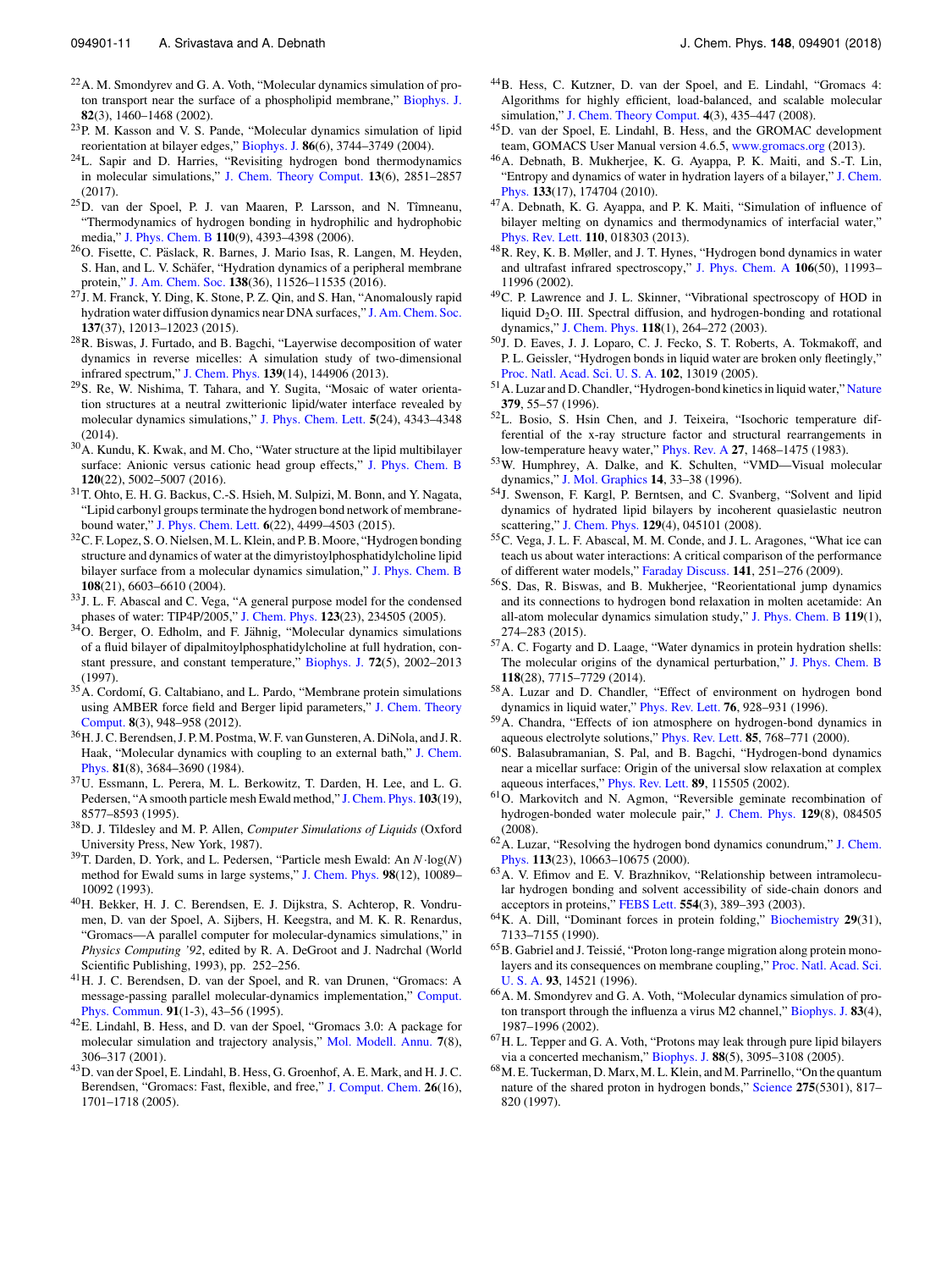[22] A. M. Smondyrev and G. A. Voth, "Molecular dynamics simulation of proton transport near the surface of a phospholipid membrane," Biophys. J. **82**(3), 1460–1468 (2002).

[23] P. M. Kasson and V. S. Pande, "Molecular dynamics simulation of lipid reorientation at bilayer edges," Biophys. J. **86**(6), 3744–3749 (2004).

[24] L. Sapir and D. Harries, "Revisiting hydrogen bond thermodynamics in molecular simulations," J. Chem. Theory Comput. **13**(6), 2851–2857 (2017).

[25] D. van der Spoel, P. J. van Maaren, P. Larsson, and N. Tîmneanu, "Thermodynamics of hydrogen bonding in hydrophilic and hydrophobic media," J. Phys. Chem. B **110**(9), 4393–4398 (2006).

[26] O. Fisette, C. Päslack, R. Barnes, J. Mario Isas, R. Langen, M. Heyden, S. Han, and L. V. Schäfer, "Hydration dynamics of a peripheral membrane protein," J. Am. Chem. Soc. **138**(36), 11526–11535 (2016).

[27] J. M. Franck, Y. Ding, K. Stone, P. Z. Qin, and S. Han, "Anomalously rapid hydration water diffusion dynamics near DNA surfaces," J. Am. Chem. Soc. **137**(37), 12013–12023 (2015).

[28] R. Biswas, J. Furtado, and B. Bagchi, "Layerwise decomposition of water dynamics in reverse micelles: A simulation study of two-dimensional infrared spectrum," J. Chem. Phys. **139**(14), 144906 (2013).

[29] S. Re, W. Nishima, T. Tahara, and Y. Sugita, "Mosaic of water orientation structures at a neutral zwitterionic lipid/water interface revealed by molecular dynamics simulations," J. Phys. Chem. Lett. **5**(24), 4343–4348 (2014).

[30] A. Kundu, K. Kwak, and M. Cho, "Water structure at the lipid multibilayer surface: Anionic versus cationic head group effects," J. Phys. Chem. B **120**(22), 5002–5007 (2016).

[31] T. Ohto, E. H. G. Backus, C.-S. Hsieh, M. Sulpizi, M. Bonn, and Y. Nagata, "Lipid carbonyl groups terminate the hydrogen bond network of membrane-bound water," J. Phys. Chem. Lett. **6**(22), 4499–4503 (2015).

[32] C. F. Lopez, S. O. Nielsen, M. L. Klein, and P. B. Moore, "Hydrogen bonding structure and dynamics of water at the dimyristoylphosphatidylcholine lipid bilayer surface from a molecular dynamics simulation," J. Phys. Chem. B **108**(21), 6603–6610 (2004).

[33] J. L. F. Abascal and C. Vega, "A general purpose model for the condensed phases of water: TIP4P/2005," J. Chem. Phys. **123**(23), 234505 (2005).

[34] O. Berger, O. Edholm, and F. Jähnig, "Molecular dynamics simulations of a fluid bilayer of dipalmitoylphosphatidylcholine at full hydration, constant pressure, and constant temperature," Biophys. J. **72**(5), 2002–2013 (1997).

[35] A. Cordomí, G. Caltabiano, and L. Pardo, "Membrane protein simulations using AMBER force field and Berger lipid parameters," J. Chem. Theory Comput. **8**(3), 948–958 (2012).

[36] H. J. C. Berendsen, J. P. M. Postma, W. F. van Gunsteren, A. DiNola, and J. R. Haak, "Molecular dynamics with coupling to an external bath," J. Chem. Phys. **81**(8), 3684–3690 (1984).

[37] U. Essmann, L. Perera, M. L. Berkowitz, T. Darden, H. Lee, and L. G. Pedersen, "A smooth particle mesh Ewald method," J. Chem. Phys. **103**(19), 8577–8593 (1995).

[38] D. J. Tildesley and M. P. Allen, *Computer Simulations of Liquids* (Oxford University Press, New York, 1987).

[39] T. Darden, D. York, and L. Pedersen, "Particle mesh Ewald: An $N \cdot \log(N)$ method for Ewald sums in large systems," J. Chem. Phys. **98**(12), 10089–10092 (1993).

[40] H. Bekker, H. J. C. Berendsen, E. J. Dijkstra, S. Achterop, R. Vondrumen, D. van der Spoel, A. Sijbers, H. Keegstra, and M. K. R. Renardus, "Gromacs—A parallel computer for molecular-dynamics simulations," in *Physics Computing '92*, edited by R. A. DeGroot and J. Nadrchal (World Scientific Publishing, 1993), pp. 252–256.

[41] H. J. C. Berendsen, D. van der Spoel, and R. van Drunen, "Gromacs: A message-passing parallel molecular-dynamics implementation," Comput. Phys. Commun. **91**(1-3), 43–56 (1995).

[42] E. Lindahl, B. Hess, and D. van der Spoel, "Gromacs 3.0: A package for molecular simulation and trajectory analysis," Mol. Modell. Annu. **7**(8), 306–317 (2001).

[43] D. van der Spoel, E. Lindahl, B. Hess, G. Groenhof, A. E. Mark, and H. J. C. Berendsen, "Gromacs: Fast, flexible, and free," J. Comput. Chem. **26**(16), 1701–1718 (2005).

[44] B. Hess, C. Kutzner, D. van der Spoel, and E. Lindahl, "Gromacs 4: Algorithms for highly efficient, load-balanced, and scalable molecular simulation," J. Chem. Theory Comput. **4**(3), 435–447 (2008).

[45] D. van der Spoel, E. Lindahl, B. Hess, and the GROMAC development team, GOMACS User Manual version 4.6.5, www.gromacs.org (2013).

[46] A. Debnath, B. Mukherjee, K. G. Ayappa, P. K. Maiti, and S.-T. Lin, "Entropy and dynamics of water in hydration layers of a bilayer," J. Chem. Phys. **133**(17), 174704 (2010).

[47] A. Debnath, K. G. Ayappa, and P. K. Maiti, "Simulation of influence of bilayer melting on dynamics and thermodynamics of interfacial water," Phys. Rev. Lett. **110**, 018303 (2013).

[48] R. Rey, K. B. Møller, and J. T. Hynes, "Hydrogen bond dynamics in water and ultrafast infrared spectroscopy," J. Phys. Chem. A **106**(50), 11993–11996 (2002).

[49] C. P. Lawrence and J. L. Skinner, "Vibrational spectroscopy of HOD in liquid $D_2O$. III. Spectral diffusion, and hydrogen-bonding and rotational dynamics," J. Chem. Phys. **118**(1), 264–272 (2003).

[50] J. D. Eaves, J. J. Loparo, C. J. Fecko, S. T. Roberts, A. Tokmakoff, and P. L. Geissler, "Hydrogen bonds in liquid water are broken only fleetingly," Proc. Natl. Acad. Sci. U. S. A. **102**, 13019 (2005).

[51] A. Luzar and D. Chandler, "Hydrogen-bond kinetics in liquid water," Nature **379**, 55–57 (1996).

[52] L. Bosio, S. Hsin Chen, and J. Teixeira, "Isochoric temperature differential of the x-ray structure factor and structural rearrangements in low-temperature heavy water," Phys. Rev. A **27**, 1468–1475 (1983).

[53] W. Humphrey, A. Dalke, and K. Schulten, "VMD—Visual molecular dynamics," J. Mol. Graphics **14**, 33–38 (1996).

[54] J. Swenson, F. Kargl, P. Berntsen, and C. Svanberg, "Solvent and lipid dynamics of hydrated lipid bilayers by incoherent quasielastic neutron scattering," J. Chem. Phys. **129**(4), 045101 (2008).

[55] C. Vega, J. L. F. Abascal, M. M. Conde, and J. L. Aragones, "What ice can teach us about water interactions: A critical comparison of the performance of different water models," Faraday Discuss. **141**, 251–276 (2009).

[56] S. Das, R. Biswas, and B. Mukherjee, "Reorientational jump dynamics and its connections to hydrogen bond relaxation in molten acetamide: An all-atom molecular dynamics simulation study," J. Phys. Chem. B **119**(1), 274–283 (2015).

[57] A. C. Fogarty and D. Laage, "Water dynamics in protein hydration shells: The molecular origins of the dynamical perturbation," J. Phys. Chem. B **118**(28), 7715–7729 (2014).

[58] A. Luzar and D. Chandler, "Effect of environment on hydrogen bond dynamics in liquid water," Phys. Rev. Lett. **76**, 928–931 (1996).

[59] A. Chandra, "Effects of ion atmosphere on hydrogen-bond dynamics in aqueous electrolyte solutions," Phys. Rev. Lett. **85**, 768–771 (2000).

[60] S. Balasubramanian, S. Pal, and B. Bagchi, "Hydrogen-bond dynamics near a micellar surface: Origin of the universal slow relaxation at complex aqueous interfaces," Phys. Rev. Lett. **89**, 115505 (2002).

[61] O. Markovitch and N. Agmon, "Reversible geminate recombination of hydrogen-bonded water molecule pair," J. Chem. Phys. **129**(8), 084505 (2008).

[62] A. Luzar, "Resolving the hydrogen bond dynamics conundrum," J. Chem. Phys. **113**(23), 10663–10675 (2000).

[63] A. V. Efimov and E. V. Brazhnikov, "Relationship between intramolecular hydrogen bonding and solvent accessibility of side-chain donors and acceptors in proteins," FEBS Lett. **554**(3), 389–393 (2003).

[64] K. A. Dill, "Dominant forces in protein folding," Biochemistry **29**(31), 7133–7155 (1990).

[65] B. Gabriel and J. Teissié, "Proton long-range migration along protein monolayers and its consequences on membrane coupling," Proc. Natl. Acad. Sci. U. S. A. **93**, 14521 (1996).

[66] A. M. Smondyrev and G. A. Voth, "Molecular dynamics simulation of proton transport through the influenza a virus M2 channel," Biophys. J. **83**(4), 1987–1996 (2002).

[67] H. L. Tepper and G. A. Voth, "Protons may leak through pure lipid bilayers via a concerted mechanism," Biophys. J. **88**(5), 3095–3108 (2005).

[68] M. E. Tuckerman, D. Marx, M. L. Klein, and M. Parrinello, "On the quantum nature of the shared proton in hydrogen bonds," Science **275**(5301), 817–820 (1997).